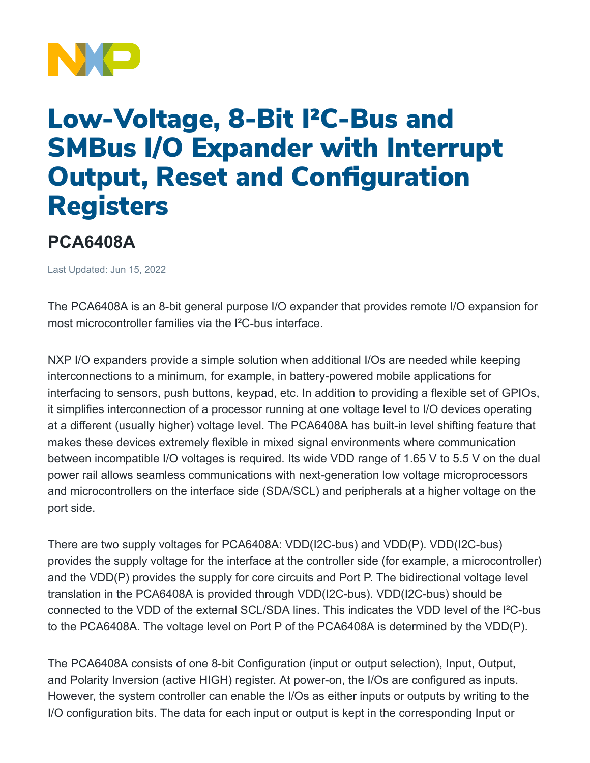# Low-Voltage, 8-Bit I²C-Bus and SMBus I/O Expander with Interrupt Output, Reset and Configuration Registers

## PCA6408A

Last Updated: Jun 15, 2022

The PCA6408A is an 8-bit general purpose I/O expander that provides remote I/O expansion for most microcontroller families via the I²C-bus interface.

NXP I/O expanders provide a simple solution when additional I/Os are needed while keeping interconnections to a minimum, for example, in battery-powered mobile applications for interfacing to sensors, push buttons, keypad, etc. In addition to providing a flexible set of GPIOs, it simplifies interconnection of a processor running at one voltage level to I/O devices operating at a different (usually higher) voltage level. The PCA6408A has built-in level shifting feature that makes these devices extremely flexible in mixed signal environments where communication between incompatible I/O voltages is required. Its wide VDD range of 1.65 V to 5.5 V on the dual power rail allows seamless communications with next-generation low voltage microprocessors and microcontrollers on the interface side (SDA/SCL) and peripherals at a higher voltage on the port side.

There are two supply voltages for PCA6408A: VDD(I2C-bus) and VDD(P). VDD(I2C-bus) provides the supply voltage for the interface at the controller side (for example, a microcontroller) and the VDD(P) provides the supply for core circuits and Port P. The bidirectional voltage level translation in the PCA6408A is provided through VDD(I2C-bus). VDD(I2C-bus) should be connected to the VDD of the external SCL/SDA lines. This indicates the VDD level of the I²C-bus to the PCA6408A. The voltage level on Port P of the PCA6408A is determined by the VDD(P).

The PCA6408A consists of one 8-bit Configuration (input or output selection), Input, Output, and Polarity Inversion (active HIGH) register. At power-on, the I/Os are configured as inputs. However, the system controller can enable the I/Os as either inputs or outputs by writing to the I/O configuration bits. The data for each input or output is kept in the corresponding Input or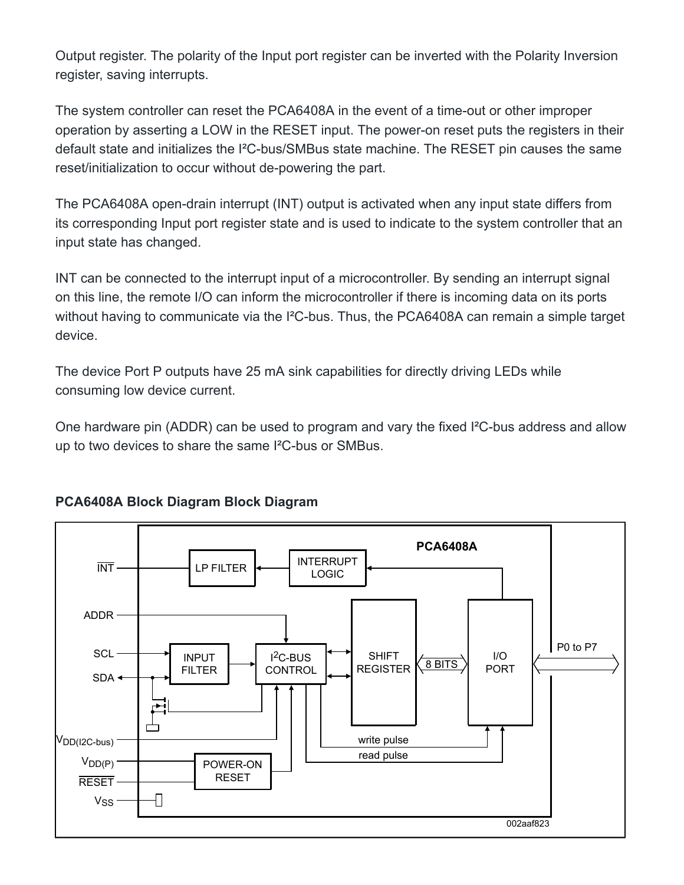Output register. The polarity of the Input port register can be inverted with the Polarity Inversion register, saving interrupts.

The system controller can reset the PCA6408A in the event of a time-out or other improper operation by asserting a LOW in the RESET input. The power-on reset puts the registers in their default state and initializes the I²C-bus/SMBus state machine. The RESET pin causes the same reset/initialization to occur without de-powering the part.

The PCA6408A open-drain interrupt (INT) output is activated when any input state differs from its corresponding Input port register state and is used to indicate to the system controller that an input state has changed.

INT can be connected to the interrupt input of a microcontroller. By sending an interrupt signal on this line, the remote I/O can inform the microcontroller if there is incoming data on its ports without having to communicate via the I²C-bus. Thus, the PCA6408A can remain a simple target device.

The device Port P outputs have 25 mA sink capabilities for directly driving LEDs while consuming low device current.

One hardware pin (ADDR) can be used to program and vary the fixed I²C-bus address and allow up to two devices to share the same I²C-bus or SMBus.

### PCA6408A Block Diagram Block Diagram

PCA6408A

INT, ADDR, SCL, SDA, $V_{DD(I2C-bus)}$, $V_{DD(P)}$, RESET, $V_{SS}$

LP FILTER, INTERRUPT LOGIC, INPUT FILTER, I²C-BUS CONTROL, SHIFT REGISTER, 8 BITS, I/O PORT, P0 to P7, POWER-ON RESET, write pulse, read pulse

002aaf823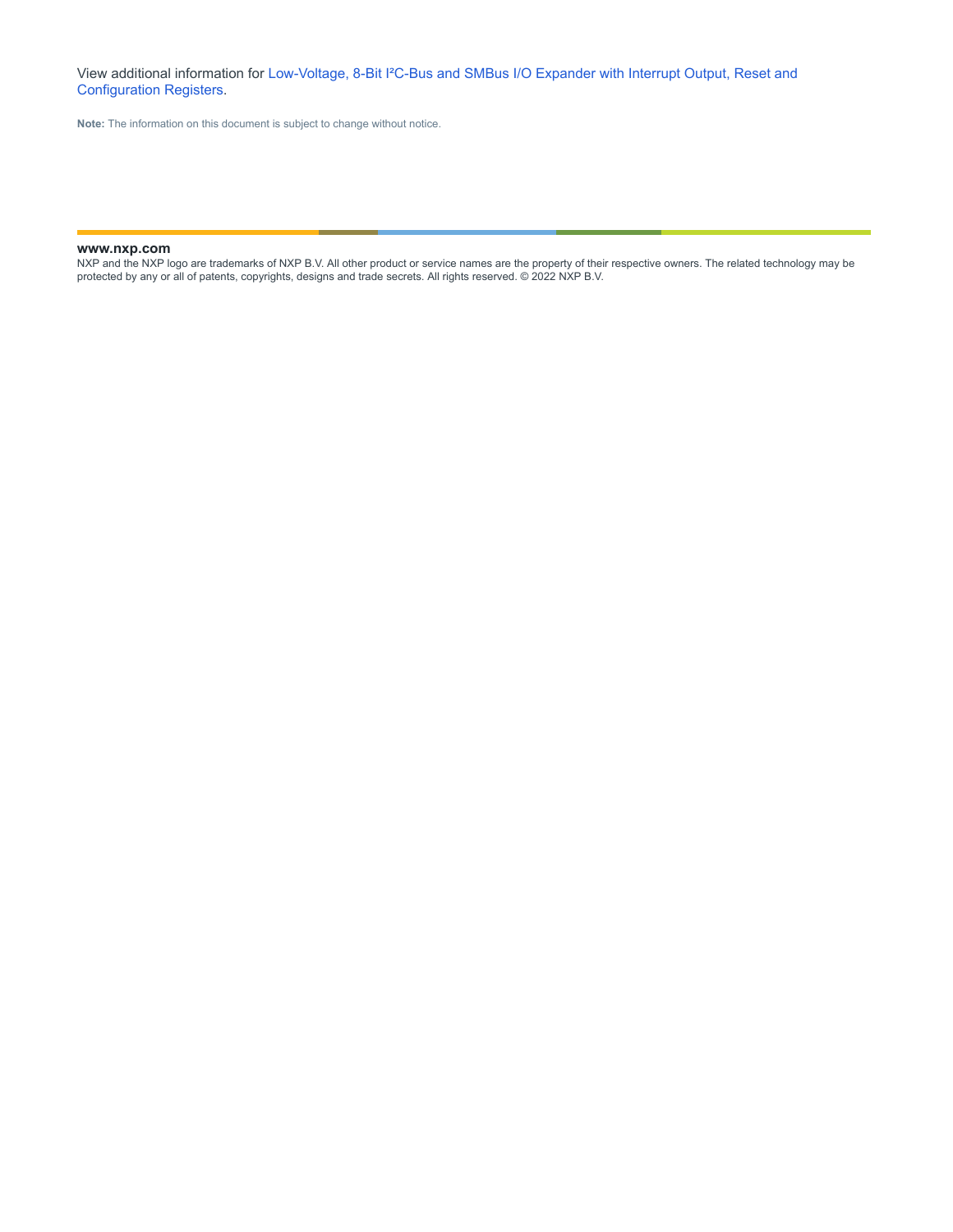View additional information for Low-Voltage, 8-Bit I²C-Bus and SMBus I/O Expander with Interrupt Output, Reset and Configuration Registers.

**Note:** The information on this document is subject to change without notice.

**www.nxp.com**

NXP and the NXP logo are trademarks of NXP B.V. All other product or service names are the property of their respective owners. The related technology may be protected by any or all of patents, copyrights, designs and trade secrets. All rights reserved. © 2022 NXP B.V.